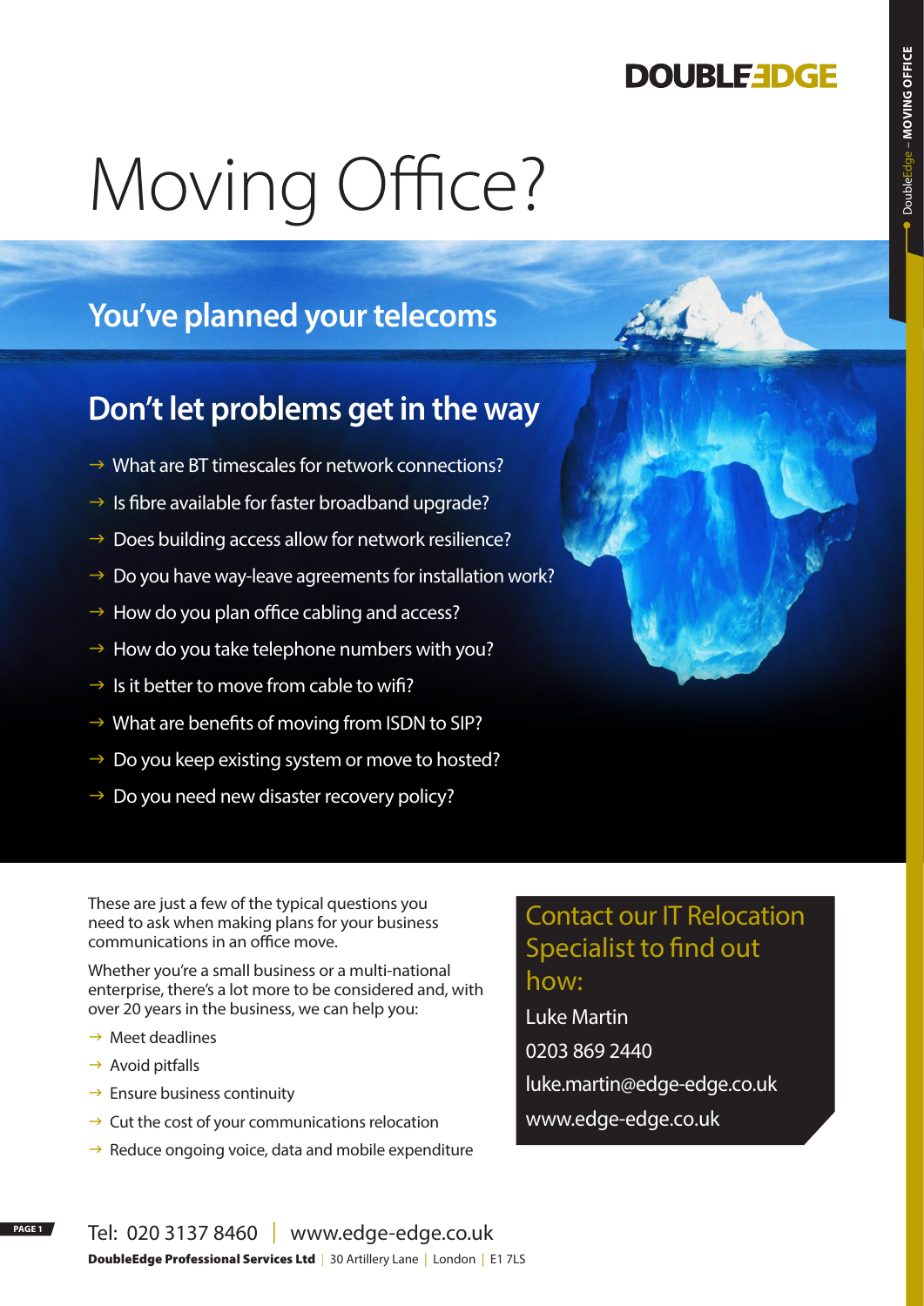DOUBLEEDGE

# Moving Office?

## You've planned your telecoms

## Don't let problems get in the way

- What are BT timescales for network connections?
- Is fibre available for faster broadband upgrade?
- Does building access allow for network resilience?
- Do you have way-leave agreements for installation work?
- How do you plan office cabling and access?
- How do you take telephone numbers with you?
- Is it better to move from cable to wifi?
- What are benefits of moving from ISDN to SIP?
- Do you keep existing system or move to hosted?
- Do you need new disaster recovery policy?

These are just a few of the typical questions you need to ask when making plans for your business communications in an office move.

Whether you're a small business or a multi-national enterprise, there's a lot more to be considered and, with over 20 years in the business, we can help you:

- Meet deadlines
- Avoid pitfalls
- Ensure business continuity
- Cut the cost of your communications relocation
- Reduce ongoing voice, data and mobile expenditure

### Contact our IT Relocation Specialist to find out how:

Luke Martin

0203 869 2440

luke.martin@edge-edge.co.uk

www.edge-edge.co.uk

Tel: 020 3137 8460 | www.edge-edge.co.uk

**DoubleEdge Professional Services Ltd** | 30 Artillery Lane | London | E1 7LS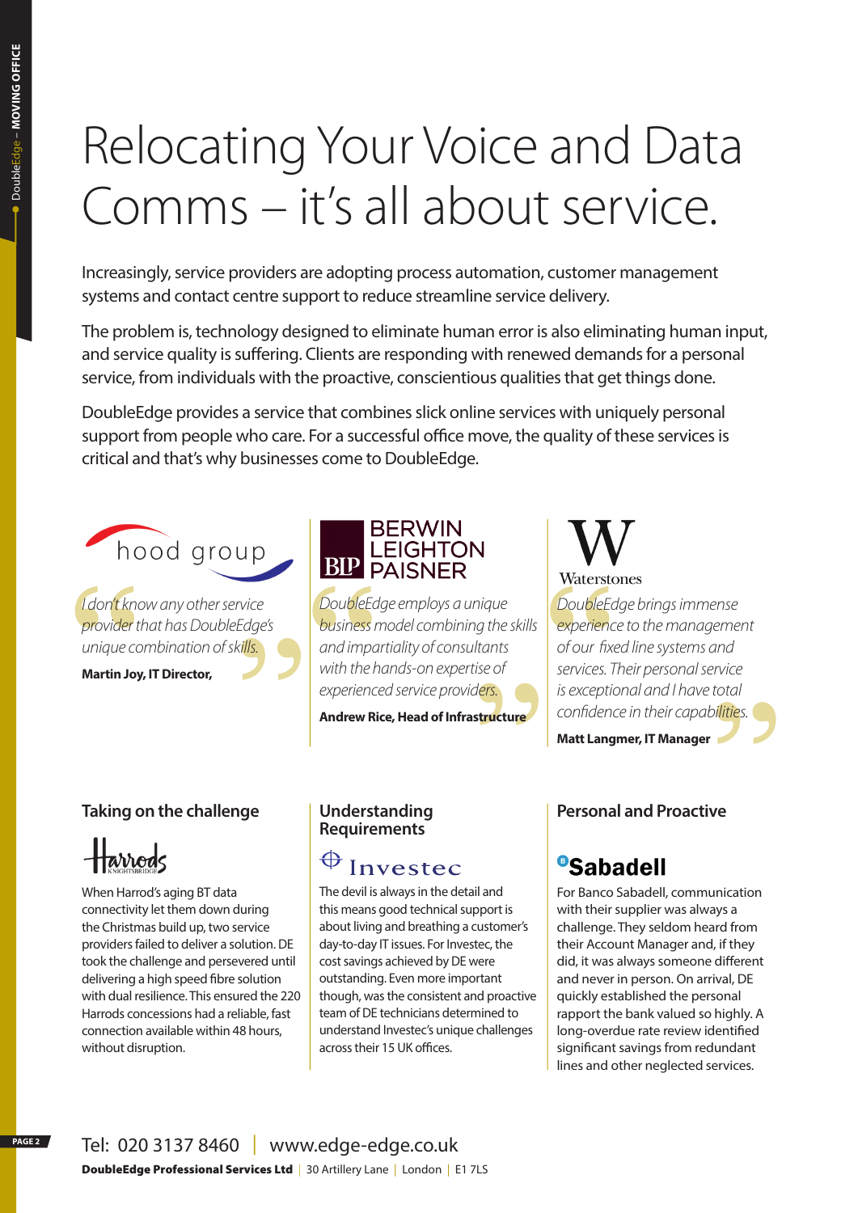# Relocating Your Voice and Data Comms – it's all about service.

Increasingly, service providers are adopting process automation, customer management systems and contact centre support to reduce streamline service delivery.

The problem is, technology designed to eliminate human error is also eliminating human input, and service quality is suffering. Clients are responding with renewed demands for a personal service, from individuals with the proactive, conscientious qualities that get things done.

DoubleEdge provides a service that combines slick online services with uniquely personal support from people who care. For a successful office move, the quality of these services is critical and that's why businesses come to DoubleEdge.

hood group

*I don't know any other service provider that has DoubleEdge's unique combination of skills.*

**Martin Joy, IT Director,**

BERWIN LEIGHTON PAISNER

*DoubleEdge employs a unique business model combining the skills and impartiality of consultants with the hands-on expertise of experienced service providers.*

**Andrew Rice, Head of Infrastructure**

Waterstones

*DoubleEdge brings immense experience to the management of our fixed line systems and services. Their personal service is exceptional and I have total confidence in their capabilities.*

**Matt Langmer, IT Manager**

## Taking on the challenge

Harrods

When Harrod's aging BT data connectivity let them down during the Christmas build up, two service providers failed to deliver a solution. DE took the challenge and persevered until delivering a high speed fibre solution with dual resilience. This ensured the 220 Harrods concessions had a reliable, fast connection available within 48 hours, without disruption.

## Understanding Requirements

Investec

The devil is always in the detail and this means good technical support is about living and breathing a customer's day-to-day IT issues. For Investec, the cost savings achieved by DE were outstanding. Even more important though, was the consistent and proactive team of DE technicians determined to understand Investec's unique challenges across their 15 UK offices.

## Personal and Proactive

Sabadell

For Banco Sabadell, communication with their supplier was always a challenge. They seldom heard from their Account Manager and, if they did, it was always someone different and never in person. On arrival, DE quickly established the personal rapport the bank valued so highly. A long-overdue rate review identified significant savings from redundant lines and other neglected services.

Tel: 020 3137 8460 | www.edge-edge.co.uk

**DoubleEdge Professional Services Ltd** | 30 Artillery Lane | London | E1 7LS